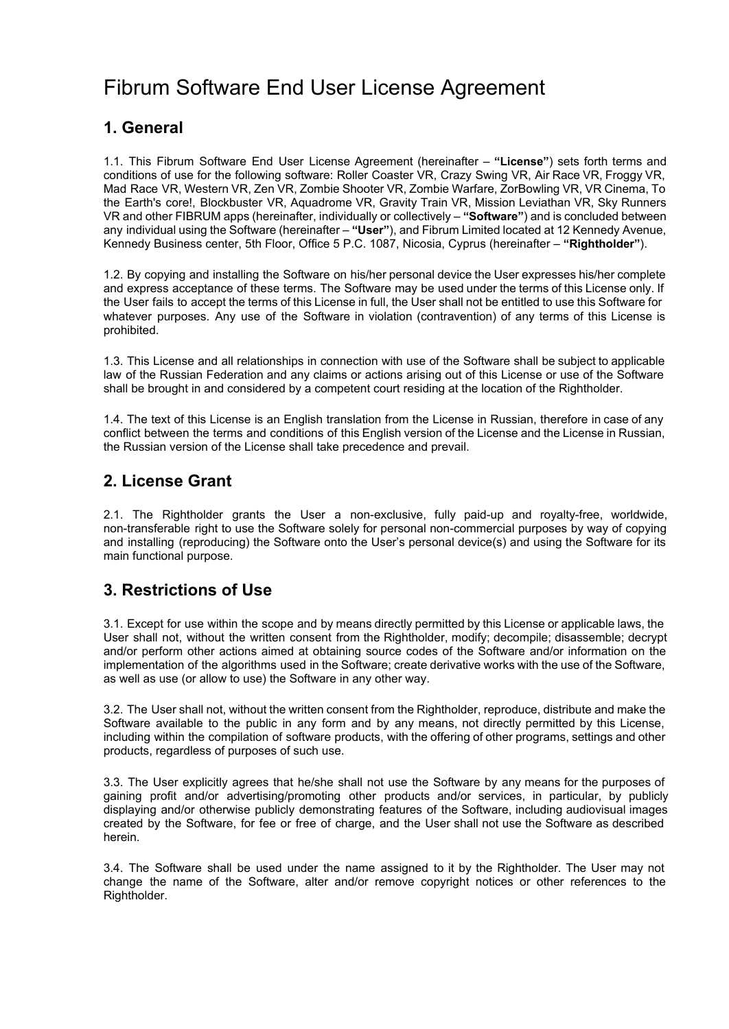# Fibrum Software End User License Agreement

## 1. General

1.1. This Fibrum Software End User License Agreement (hereinafter – **"License"**) sets forth terms and conditions of use for the following software: Roller Coaster VR, Crazy Swing VR, Air Race VR, Froggy VR, Mad Race VR, Western VR, Zen VR, Zombie Shooter VR, Zombie Warfare, ZorBowling VR, VR Cinema, To the Earth's core!, Blockbuster VR, Aquadrome VR, Gravity Train VR, Mission Leviathan VR, Sky Runners VR and other FIBRUM apps (hereinafter, individually or collectively – **"Software"**) and is concluded between any individual using the Software (hereinafter – **"User"**), and Fibrum Limited located at 12 Kennedy Avenue, Kennedy Business center, 5th Floor, Office 5 P.C. 1087, Nicosia, Cyprus (hereinafter – **"Rightholder"**).

1.2. By copying and installing the Software on his/her personal device the User expresses his/her complete and express acceptance of these terms. The Software may be used under the terms of this License only. If the User fails to accept the terms of this License in full, the User shall not be entitled to use this Software for whatever purposes. Any use of the Software in violation (contravention) of any terms of this License is prohibited.

1.3. This License and all relationships in connection with use of the Software shall be subject to applicable law of the Russian Federation and any claims or actions arising out of this License or use of the Software shall be brought in and considered by a competent court residing at the location of the Rightholder.

1.4. The text of this License is an English translation from the License in Russian, therefore in case of any conflict between the terms and conditions of this English version of the License and the License in Russian, the Russian version of the License shall take precedence and prevail.

## 2. License Grant

2.1. The Rightholder grants the User a non-exclusive, fully paid-up and royalty-free, worldwide, non-transferable right to use the Software solely for personal non-commercial purposes by way of copying and installing (reproducing) the Software onto the User's personal device(s) and using the Software for its main functional purpose.

## 3. Restrictions of Use

3.1. Except for use within the scope and by means directly permitted by this License or applicable laws, the User shall not, without the written consent from the Rightholder, modify; decompile; disassemble; decrypt and/or perform other actions aimed at obtaining source codes of the Software and/or information on the implementation of the algorithms used in the Software; create derivative works with the use of the Software, as well as use (or allow to use) the Software in any other way.

3.2. The User shall not, without the written consent from the Rightholder, reproduce, distribute and make the Software available to the public in any form and by any means, not directly permitted by this License, including within the compilation of software products, with the offering of other programs, settings and other products, regardless of purposes of such use.

3.3. The User explicitly agrees that he/she shall not use the Software by any means for the purposes of gaining profit and/or advertising/promoting other products and/or services, in particular, by publicly displaying and/or otherwise publicly demonstrating features of the Software, including audiovisual images created by the Software, for fee or free of charge, and the User shall not use the Software as described herein.

3.4. The Software shall be used under the name assigned to it by the Rightholder. The User may not change the name of the Software, alter and/or remove copyright notices or other references to the Rightholder.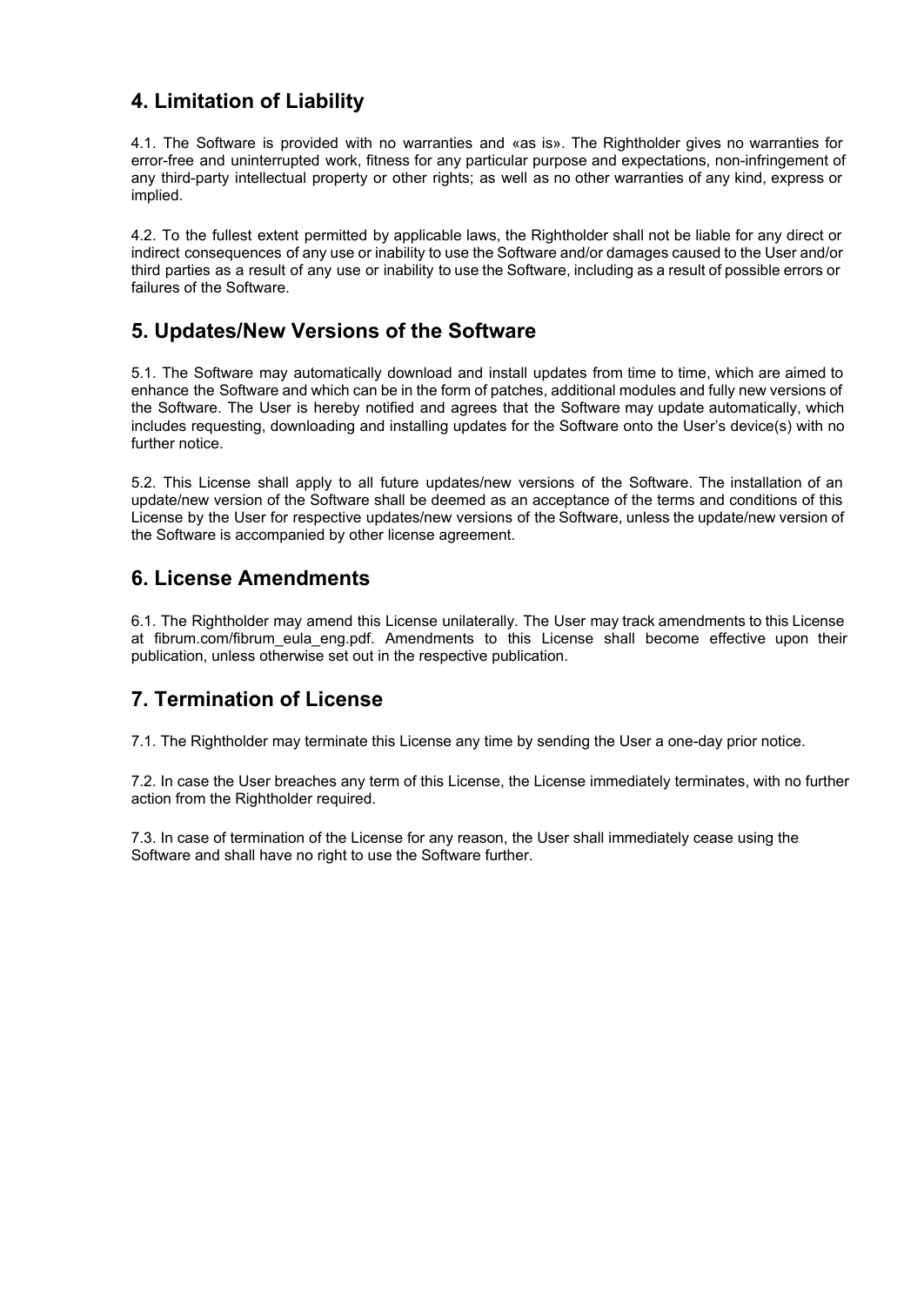## 4. Limitation of Liability

4.1. The Software is provided with no warranties and «as is». The Rightholder gives no warranties for error-free and uninterrupted work, fitness for any particular purpose and expectations, non-infringement of any third-party intellectual property or other rights; as well as no other warranties of any kind, express or implied.

4.2. To the fullest extent permitted by applicable laws, the Rightholder shall not be liable for any direct or indirect consequences of any use or inability to use the Software and/or damages caused to the User and/or third parties as a result of any use or inability to use the Software, including as a result of possible errors or failures of the Software.

## 5. Updates/New Versions of the Software

5.1. The Software may automatically download and install updates from time to time, which are aimed to enhance the Software and which can be in the form of patches, additional modules and fully new versions of the Software. The User is hereby notified and agrees that the Software may update automatically, which includes requesting, downloading and installing updates for the Software onto the User's device(s) with no further notice.

5.2. This License shall apply to all future updates/new versions of the Software. The installation of an update/new version of the Software shall be deemed as an acceptance of the terms and conditions of this License by the User for respective updates/new versions of the Software, unless the update/new version of the Software is accompanied by other license agreement.

## 6. License Amendments

6.1. The Rightholder may amend this License unilaterally. The User may track amendments to this License at fibrum.com/fibrum_eula_eng.pdf. Amendments to this License shall become effective upon their publication, unless otherwise set out in the respective publication.

## 7. Termination of License

7.1. The Rightholder may terminate this License any time by sending the User a one-day prior notice.

7.2. In case the User breaches any term of this License, the License immediately terminates, with no further action from the Rightholder required.

7.3. In case of termination of the License for any reason, the User shall immediately cease using the Software and shall have no right to use the Software further.